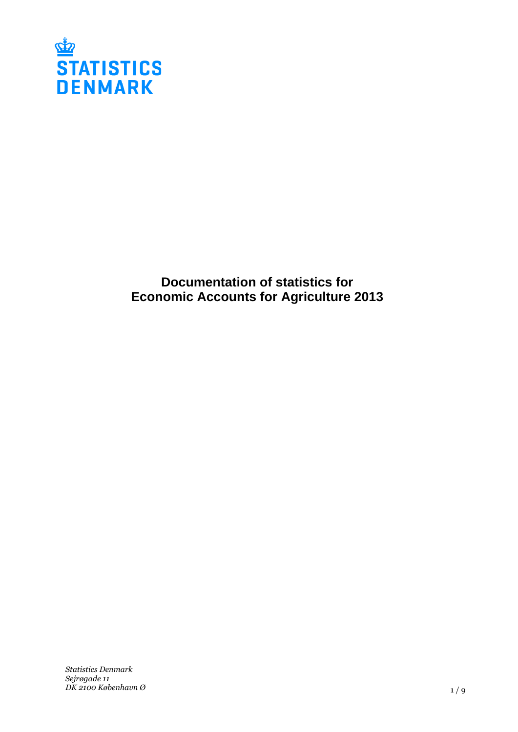STATISTICS DENMARK

# Documentation of statistics for Economic Accounts for Agriculture 2013

*Statistics Denmark*
*Sejrøgade 11*
*DK 2100 København Ø*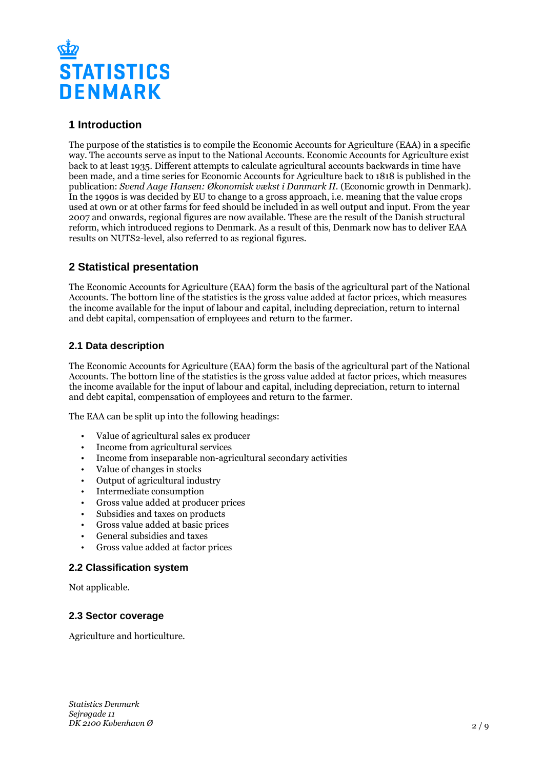## 1 Introduction

The purpose of the statistics is to compile the Economic Accounts for Agriculture (EAA) in a specific way. The accounts serve as input to the National Accounts. Economic Accounts for Agriculture exist back to at least 1935. Different attempts to calculate agricultural accounts backwards in time have been made, and a time series for Economic Accounts for Agriculture back to 1818 is published in the publication: *Svend Aage Hansen: Økonomisk vækst i Danmark II.* (Economic growth in Denmark). In the 1990s is was decided by EU to change to a gross approach, i.e. meaning that the value crops used at own or at other farms for feed should be included in as well output and input. From the year 2007 and onwards, regional figures are now available. These are the result of the Danish structural reform, which introduced regions to Denmark. As a result of this, Denmark now has to deliver EAA results on NUTS2-level, also referred to as regional figures.

## 2 Statistical presentation

The Economic Accounts for Agriculture (EAA) form the basis of the agricultural part of the National Accounts. The bottom line of the statistics is the gross value added at factor prices, which measures the income available for the input of labour and capital, including depreciation, return to internal and debt capital, compensation of employees and return to the farmer.

### 2.1 Data description

The Economic Accounts for Agriculture (EAA) form the basis of the agricultural part of the National Accounts. The bottom line of the statistics is the gross value added at factor prices, which measures the income available for the input of labour and capital, including depreciation, return to internal and debt capital, compensation of employees and return to the farmer.

The EAA can be split up into the following headings:

- Value of agricultural sales ex producer
- Income from agricultural services
- Income from inseparable non-agricultural secondary activities
- Value of changes in stocks
- Output of agricultural industry
- Intermediate consumption
- Gross value added at producer prices
- Subsidies and taxes on products
- Gross value added at basic prices
- General subsidies and taxes
- Gross value added at factor prices

### 2.2 Classification system

Not applicable.

### 2.3 Sector coverage

Agriculture and horticulture.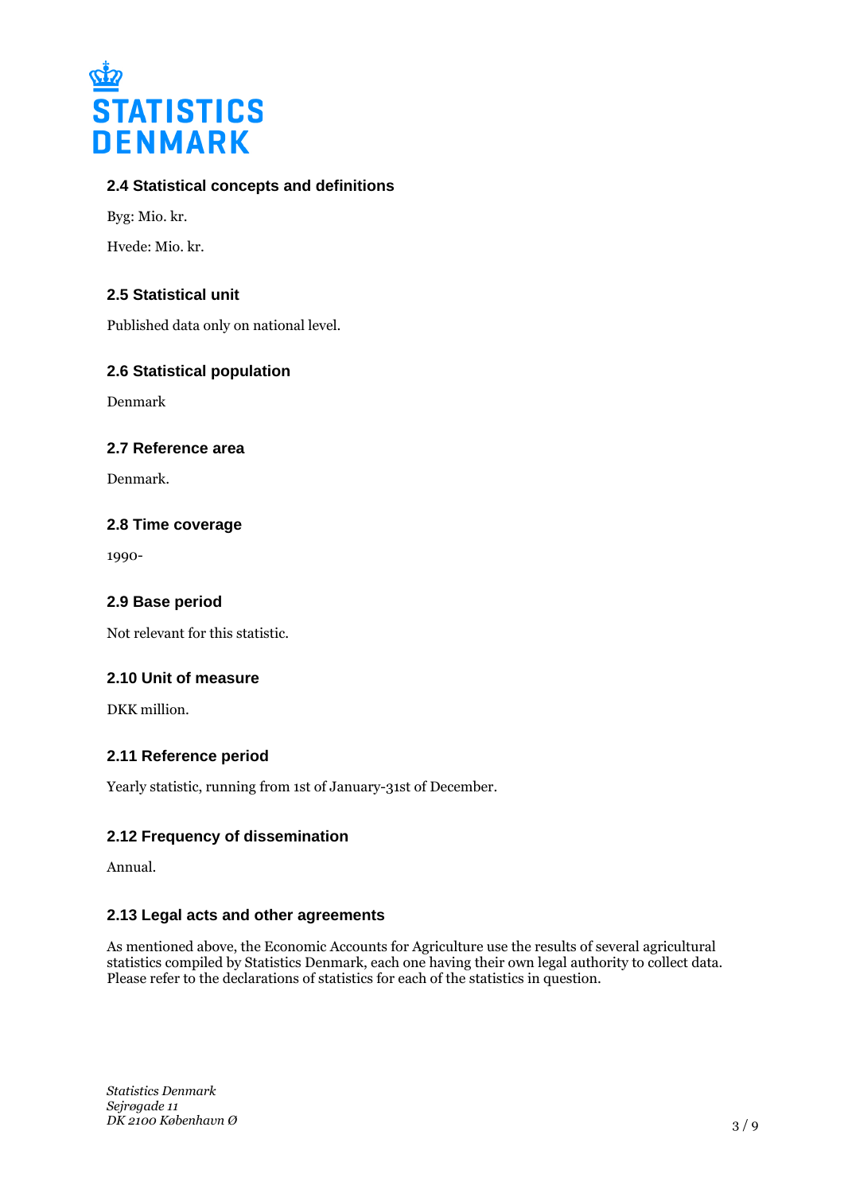### 2.4 Statistical concepts and definitions

Byg: Mio. kr.

Hvede: Mio. kr.

### 2.5 Statistical unit

Published data only on national level.

### 2.6 Statistical population

Denmark

### 2.7 Reference area

Denmark.

### 2.8 Time coverage

1990-

### 2.9 Base period

Not relevant for this statistic.

### 2.10 Unit of measure

DKK million.

### 2.11 Reference period

Yearly statistic, running from 1st of January-31st of December.

### 2.12 Frequency of dissemination

Annual.

### 2.13 Legal acts and other agreements

As mentioned above, the Economic Accounts for Agriculture use the results of several agricultural statistics compiled by Statistics Denmark, each one having their own legal authority to collect data. Please refer to the declarations of statistics for each of the statistics in question.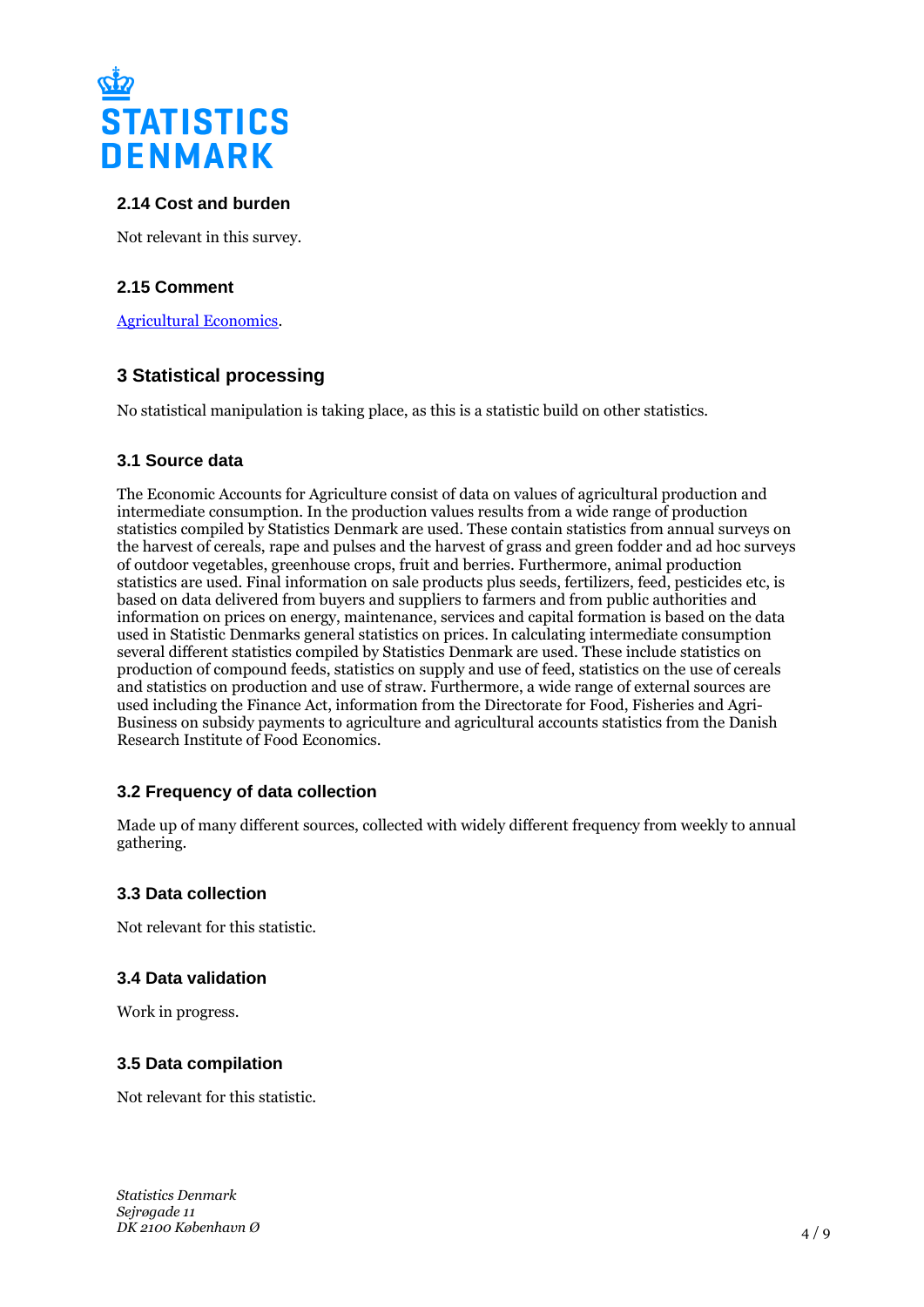### 2.14 Cost and burden

Not relevant in this survey.

### 2.15 Comment

[Agricultural Economics](Agricultural Economics).

## 3 Statistical processing

No statistical manipulation is taking place, as this is a statistic build on other statistics.

### 3.1 Source data

The Economic Accounts for Agriculture consist of data on values of agricultural production and intermediate consumption. In the production values results from a wide range of production statistics compiled by Statistics Denmark are used. These contain statistics from annual surveys on the harvest of cereals, rape and pulses and the harvest of grass and green fodder and ad hoc surveys of outdoor vegetables, greenhouse crops, fruit and berries. Furthermore, animal production statistics are used. Final information on sale products plus seeds, fertilizers, feed, pesticides etc, is based on data delivered from buyers and suppliers to farmers and from public authorities and information on prices on energy, maintenance, services and capital formation is based on the data used in Statistic Denmarks general statistics on prices. In calculating intermediate consumption several different statistics compiled by Statistics Denmark are used. These include statistics on production of compound feeds, statistics on supply and use of feed, statistics on the use of cereals and statistics on production and use of straw. Furthermore, a wide range of external sources are used including the Finance Act, information from the Directorate for Food, Fisheries and Agri-Business on subsidy payments to agriculture and agricultural accounts statistics from the Danish Research Institute of Food Economics.

### 3.2 Frequency of data collection

Made up of many different sources, collected with widely different frequency from weekly to annual gathering.

### 3.3 Data collection

Not relevant for this statistic.

### 3.4 Data validation

Work in progress.

### 3.5 Data compilation

Not relevant for this statistic.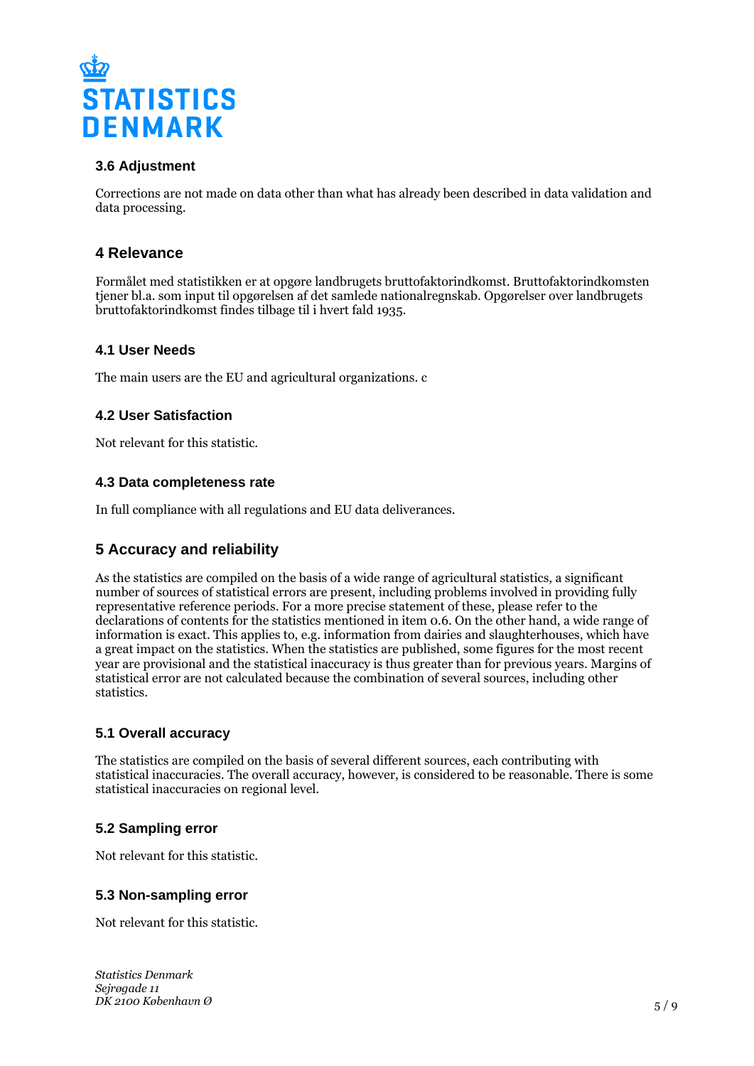### 3.6 Adjustment

Corrections are not made on data other than what has already been described in data validation and data processing.

## 4 Relevance

Formålet med statistikken er at opgøre landbrugets bruttofaktorindkomst. Bruttofaktorindkomsten tjener bl.a. som input til opgørelsen af det samlede nationalregnskab. Opgørelser over landbrugets bruttofaktorindkomst findes tilbage til i hvert fald 1935.

### 4.1 User Needs

The main users are the EU and agricultural organizations. c

### 4.2 User Satisfaction

Not relevant for this statistic.

### 4.3 Data completeness rate

In full compliance with all regulations and EU data deliverances.

## 5 Accuracy and reliability

As the statistics are compiled on the basis of a wide range of agricultural statistics, a significant number of sources of statistical errors are present, including problems involved in providing fully representative reference periods. For a more precise statement of these, please refer to the declarations of contents for the statistics mentioned in item 0.6. On the other hand, a wide range of information is exact. This applies to, e.g. information from dairies and slaughterhouses, which have a great impact on the statistics. When the statistics are published, some figures for the most recent year are provisional and the statistical inaccuracy is thus greater than for previous years. Margins of statistical error are not calculated because the combination of several sources, including other statistics.

### 5.1 Overall accuracy

The statistics are compiled on the basis of several different sources, each contributing with statistical inaccuracies. The overall accuracy, however, is considered to be reasonable. There is some statistical inaccuracies on regional level.

### 5.2 Sampling error

Not relevant for this statistic.

### 5.3 Non-sampling error

Not relevant for this statistic.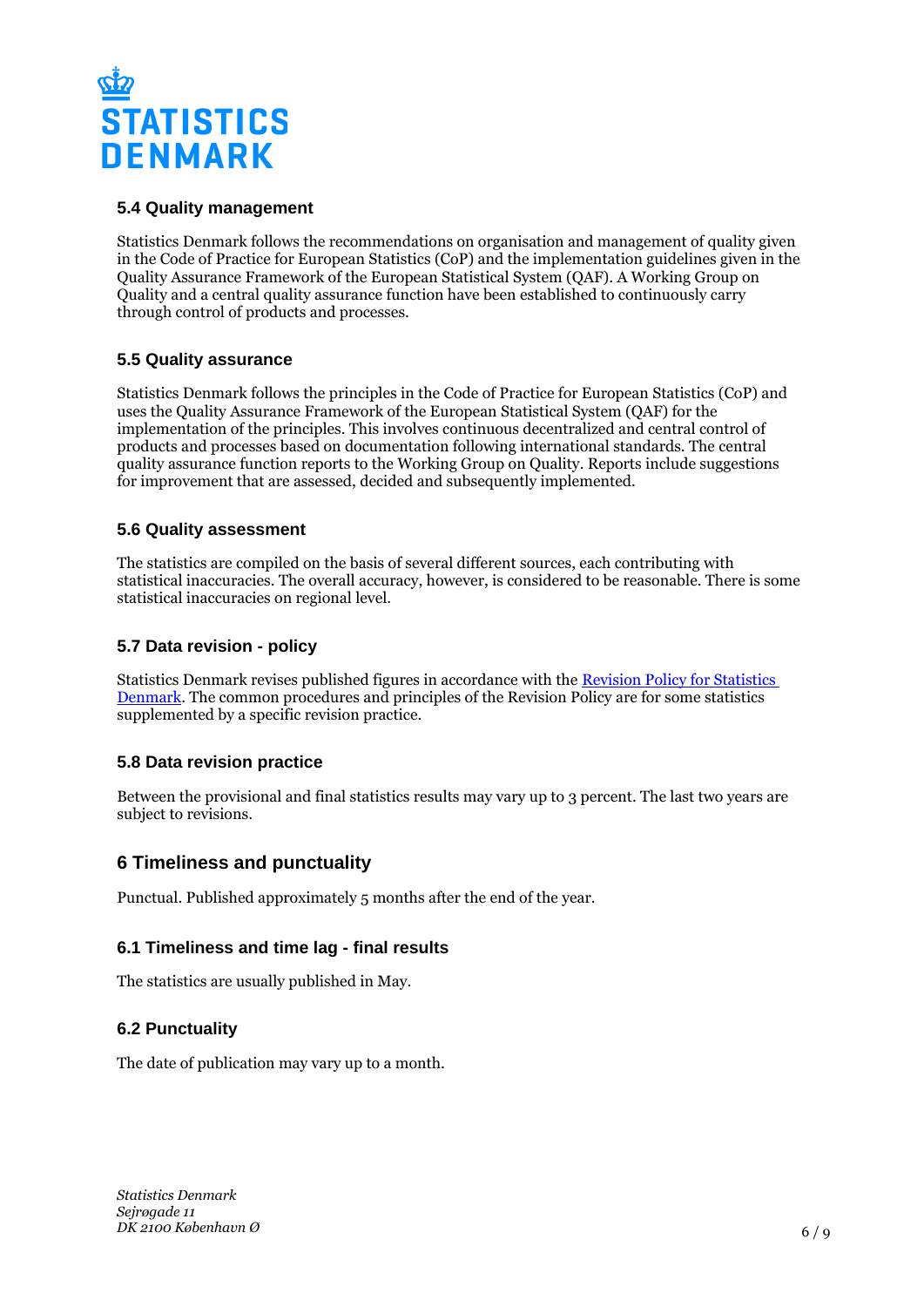### 5.4 Quality management

Statistics Denmark follows the recommendations on organisation and management of quality given in the Code of Practice for European Statistics (CoP) and the implementation guidelines given in the Quality Assurance Framework of the European Statistical System (QAF). A Working Group on Quality and a central quality assurance function have been established to continuously carry through control of products and processes.

### 5.5 Quality assurance

Statistics Denmark follows the principles in the Code of Practice for European Statistics (CoP) and uses the Quality Assurance Framework of the European Statistical System (QAF) for the implementation of the principles. This involves continuous decentralized and central control of products and processes based on documentation following international standards. The central quality assurance function reports to the Working Group on Quality. Reports include suggestions for improvement that are assessed, decided and subsequently implemented.

### 5.6 Quality assessment

The statistics are compiled on the basis of several different sources, each contributing with statistical inaccuracies. The overall accuracy, however, is considered to be reasonable. There is some statistical inaccuracies on regional level.

### 5.7 Data revision - policy

Statistics Denmark revises published figures in accordance with the [Revision Policy for Statistics Denmark](). The common procedures and principles of the Revision Policy are for some statistics supplemented by a specific revision practice.

### 5.8 Data revision practice

Between the provisional and final statistics results may vary up to 3 percent. The last two years are subject to revisions.

## 6 Timeliness and punctuality

Punctual. Published approximately 5 months after the end of the year.

### 6.1 Timeliness and time lag - final results

The statistics are usually published in May.

### 6.2 Punctuality

The date of publication may vary up to a month.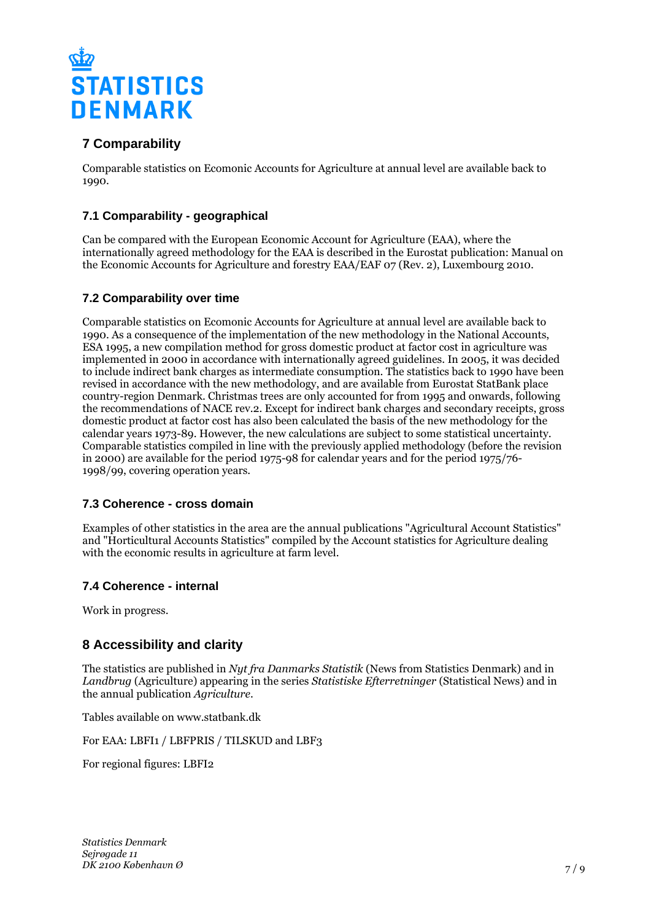## 7 Comparability

Comparable statistics on Ecomonic Accounts for Agriculture at annual level are available back to 1990.

### 7.1 Comparability - geographical

Can be compared with the European Economic Account for Agriculture (EAA), where the internationally agreed methodology for the EAA is described in the Eurostat publication: Manual on the Economic Accounts for Agriculture and forestry EAA/EAF 07 (Rev. 2), Luxembourg 2010.

### 7.2 Comparability over time

Comparable statistics on Ecomonic Accounts for Agriculture at annual level are available back to 1990. As a consequence of the implementation of the new methodology in the National Accounts, ESA 1995, a new compilation method for gross domestic product at factor cost in agriculture was implemented in 2000 in accordance with internationally agreed guidelines. In 2005, it was decided to include indirect bank charges as intermediate consumption. The statistics back to 1990 have been revised in accordance with the new methodology, and are available from Eurostat StatBank place country-region Denmark. Christmas trees are only accounted for from 1995 and onwards, following the recommendations of NACE rev.2. Except for indirect bank charges and secondary receipts, gross domestic product at factor cost has also been calculated the basis of the new methodology for the calendar years 1973-89. However, the new calculations are subject to some statistical uncertainty. Comparable statistics compiled in line with the previously applied methodology (before the revision in 2000) are available for the period 1975-98 for calendar years and for the period 1975/76-1998/99, covering operation years.

### 7.3 Coherence - cross domain

Examples of other statistics in the area are the annual publications "Agricultural Account Statistics" and "Horticultural Accounts Statistics" compiled by the Account statistics for Agriculture dealing with the economic results in agriculture at farm level.

### 7.4 Coherence - internal

Work in progress.

## 8 Accessibility and clarity

The statistics are published in *Nyt fra Danmarks Statistik* (News from Statistics Denmark) and in *Landbrug* (Agriculture) appearing in the series *Statistiske Efterretninger* (Statistical News) and in the annual publication *Agriculture*.

Tables available on www.statbank.dk

For EAA: LBFI1 / LBFPRIS / TILSKUD and LBF3

For regional figures: LBFI2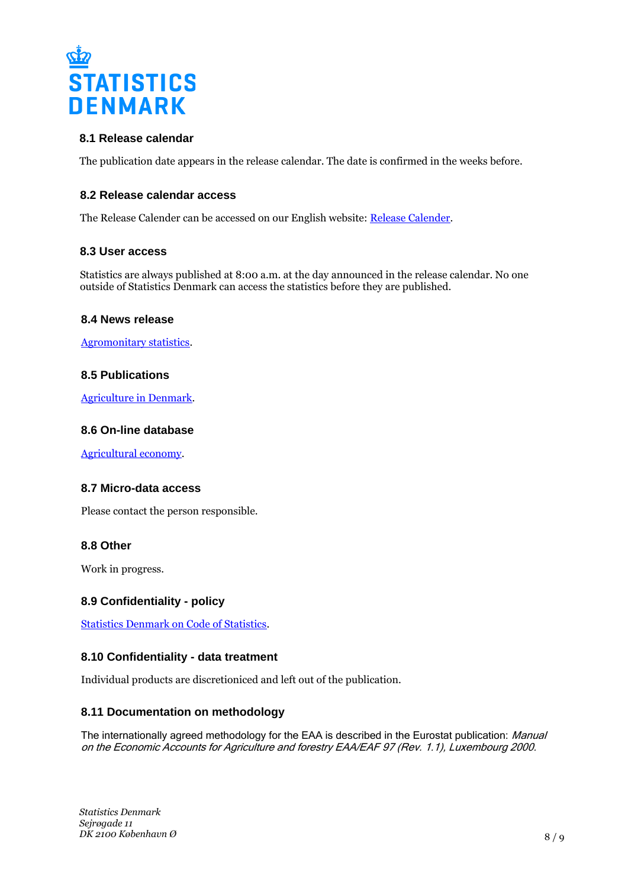### 8.1 Release calendar

The publication date appears in the release calendar. The date is confirmed in the weeks before.

### 8.2 Release calendar access

The Release Calender can be accessed on our English website: [Release Calender](Release Calender).

### 8.3 User access

Statistics are always published at 8:00 a.m. at the day announced in the release calendar. No one outside of Statistics Denmark can access the statistics before they are published.

### 8.4 News release

[Agromonitary statistics](Agromonitary statistics).

### 8.5 Publications

[Agriculture in Denmark](Agriculture in Denmark).

### 8.6 On-line database

[Agricultural economy](Agricultural economy).

### 8.7 Micro-data access

Please contact the person responsible.

### 8.8 Other

Work in progress.

### 8.9 Confidentiality - policy

[Statistics Denmark on Code of Statistics](Statistics Denmark on Code of Statistics).

### 8.10 Confidentiality - data treatment

Individual products are discretioniced and left out of the publication.

### 8.11 Documentation on methodology

The internationally agreed methodology for the EAA is described in the Eurostat publication: *Manual on the Economic Accounts for Agriculture and forestry EAA/EAF 97 (Rev. 1.1), Luxembourg 2000.*

*Statistics Denmark*
*Sejrøgade 11*
*DK 2100 København Ø*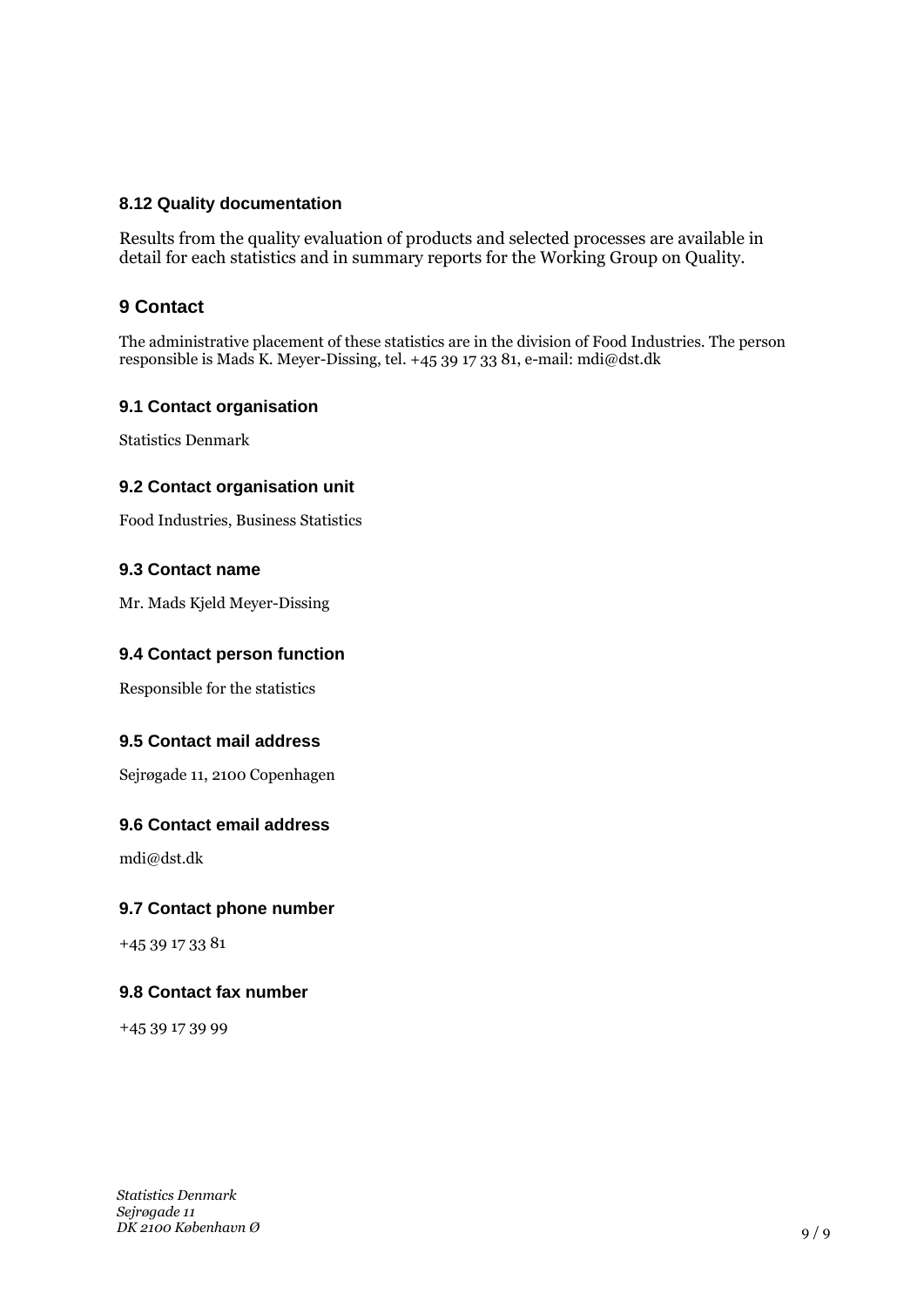### 8.12 Quality documentation

Results from the quality evaluation of products and selected processes are available in detail for each statistics and in summary reports for the Working Group on Quality.

## 9 Contact

The administrative placement of these statistics are in the division of Food Industries. The person responsible is Mads K. Meyer-Dissing, tel. +45 39 17 33 81, e-mail: mdi@dst.dk

### 9.1 Contact organisation

Statistics Denmark

### 9.2 Contact organisation unit

Food Industries, Business Statistics

### 9.3 Contact name

Mr. Mads Kjeld Meyer-Dissing

### 9.4 Contact person function

Responsible for the statistics

### 9.5 Contact mail address

Sejrøgade 11, 2100 Copenhagen

### 9.6 Contact email address

mdi@dst.dk

### 9.7 Contact phone number

+45 39 17 33 81

### 9.8 Contact fax number

+45 39 17 39 99